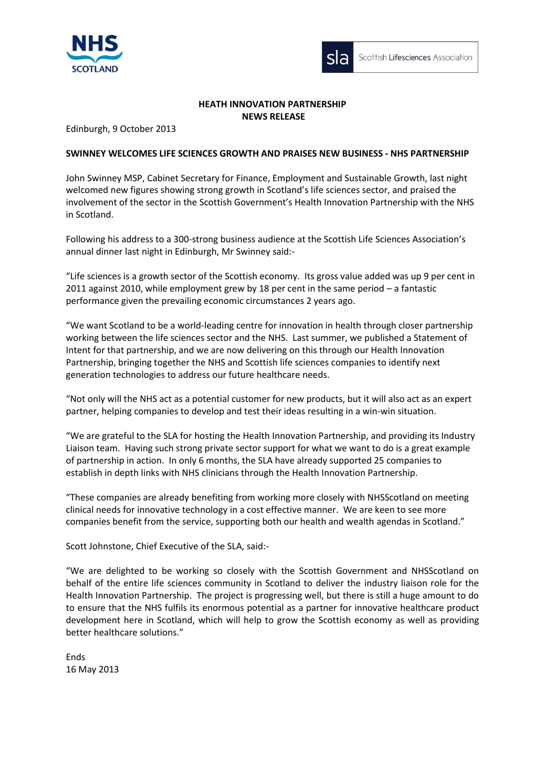NHS SCOTLAND

sla Scottish Lifesciences Association

**HEATH INNOVATION PARTNERSHIP**
**NEWS RELEASE**

Edinburgh, 9 October 2013

**SWINNEY WELCOMES LIFE SCIENCES GROWTH AND PRAISES NEW BUSINESS - NHS PARTNERSHIP**

John Swinney MSP, Cabinet Secretary for Finance, Employment and Sustainable Growth, last night welcomed new figures showing strong growth in Scotland's life sciences sector, and praised the involvement of the sector in the Scottish Government's Health Innovation Partnership with the NHS in Scotland.

Following his address to a 300-strong business audience at the Scottish Life Sciences Association's annual dinner last night in Edinburgh, Mr Swinney said:-

"Life sciences is a growth sector of the Scottish economy. Its gross value added was up 9 per cent in 2011 against 2010, while employment grew by 18 per cent in the same period – a fantastic performance given the prevailing economic circumstances 2 years ago.

"We want Scotland to be a world-leading centre for innovation in health through closer partnership working between the life sciences sector and the NHS. Last summer, we published a Statement of Intent for that partnership, and we are now delivering on this through our Health Innovation Partnership, bringing together the NHS and Scottish life sciences companies to identify next generation technologies to address our future healthcare needs.

"Not only will the NHS act as a potential customer for new products, but it will also act as an expert partner, helping companies to develop and test their ideas resulting in a win-win situation.

"We are grateful to the SLA for hosting the Health Innovation Partnership, and providing its Industry Liaison team. Having such strong private sector support for what we want to do is a great example of partnership in action. In only 6 months, the SLA have already supported 25 companies to establish in depth links with NHS clinicians through the Health Innovation Partnership.

"These companies are already benefiting from working more closely with NHSScotland on meeting clinical needs for innovative technology in a cost effective manner. We are keen to see more companies benefit from the service, supporting both our health and wealth agendas in Scotland."

Scott Johnstone, Chief Executive of the SLA, said:-

"We are delighted to be working so closely with the Scottish Government and NHSScotland on behalf of the entire life sciences community in Scotland to deliver the industry liaison role for the Health Innovation Partnership. The project is progressing well, but there is still a huge amount to do to ensure that the NHS fulfils its enormous potential as a partner for innovative healthcare product development here in Scotland, which will help to grow the Scottish economy as well as providing better healthcare solutions."

Ends
16 May 2013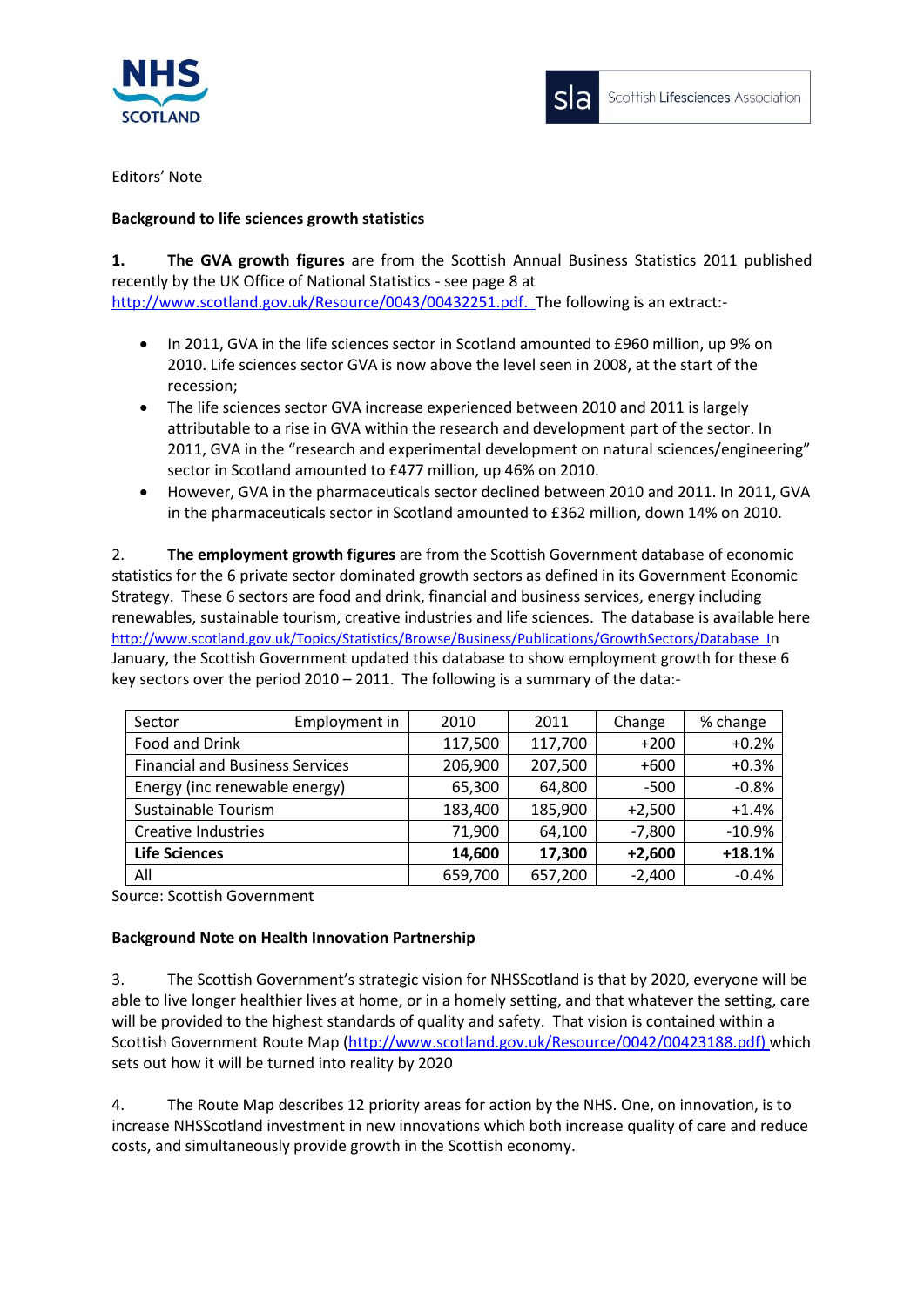Editors' Note

**Background to life sciences growth statistics**

**1.** **The GVA growth figures** are from the Scottish Annual Business Statistics 2011 published recently by the UK Office of National Statistics - see page 8 at http://www.scotland.gov.uk/Resource/0043/00432251.pdf. The following is an extract:-

- In 2011, GVA in the life sciences sector in Scotland amounted to £960 million, up 9% on 2010. Life sciences sector GVA is now above the level seen in 2008, at the start of the recession;
- The life sciences sector GVA increase experienced between 2010 and 2011 is largely attributable to a rise in GVA within the research and development part of the sector. In 2011, GVA in the "research and experimental development on natural sciences/engineering" sector in Scotland amounted to £477 million, up 46% on 2010.
- However, GVA in the pharmaceuticals sector declined between 2010 and 2011. In 2011, GVA in the pharmaceuticals sector in Scotland amounted to £362 million, down 14% on 2010.

2. **The employment growth figures** are from the Scottish Government database of economic statistics for the 6 private sector dominated growth sectors as defined in its Government Economic Strategy. These 6 sectors are food and drink, financial and business services, energy including renewables, sustainable tourism, creative industries and life sciences. The database is available here http://www.scotland.gov.uk/Topics/Statistics/Browse/Business/Publications/GrowthSectors/Database In January, the Scottish Government updated this database to show employment growth for these 6 key sectors over the period 2010 – 2011. The following is a summary of the data:-

| Sector Employment in | 2010 | 2011 | Change | % change |
|---|---|---|---|---|
| Food and Drink | 117,500 | 117,700 | +200 | +0.2% |
| Financial and Business Services | 206,900 | 207,500 | +600 | +0.3% |
| Energy (inc renewable energy) | 65,300 | 64,800 | -500 | -0.8% |
| Sustainable Tourism | 183,400 | 185,900 | +2,500 | +1.4% |
| Creative Industries | 71,900 | 64,100 | -7,800 | -10.9% |
| **Life Sciences** | **14,600** | **17,300** | **+2,600** | **+18.1%** |
| All | 659,700 | 657,200 | -2,400 | -0.4% |

Source: Scottish Government

**Background Note on Health Innovation Partnership**

3. The Scottish Government's strategic vision for NHSScotland is that by 2020, everyone will be able to live longer healthier lives at home, or in a homely setting, and that whatever the setting, care will be provided to the highest standards of quality and safety. That vision is contained within a Scottish Government Route Map (http://www.scotland.gov.uk/Resource/0042/00423188.pdf) which sets out how it will be turned into reality by 2020

4. The Route Map describes 12 priority areas for action by the NHS. One, on innovation, is to increase NHSScotland investment in new innovations which both increase quality of care and reduce costs, and simultaneously provide growth in the Scottish economy.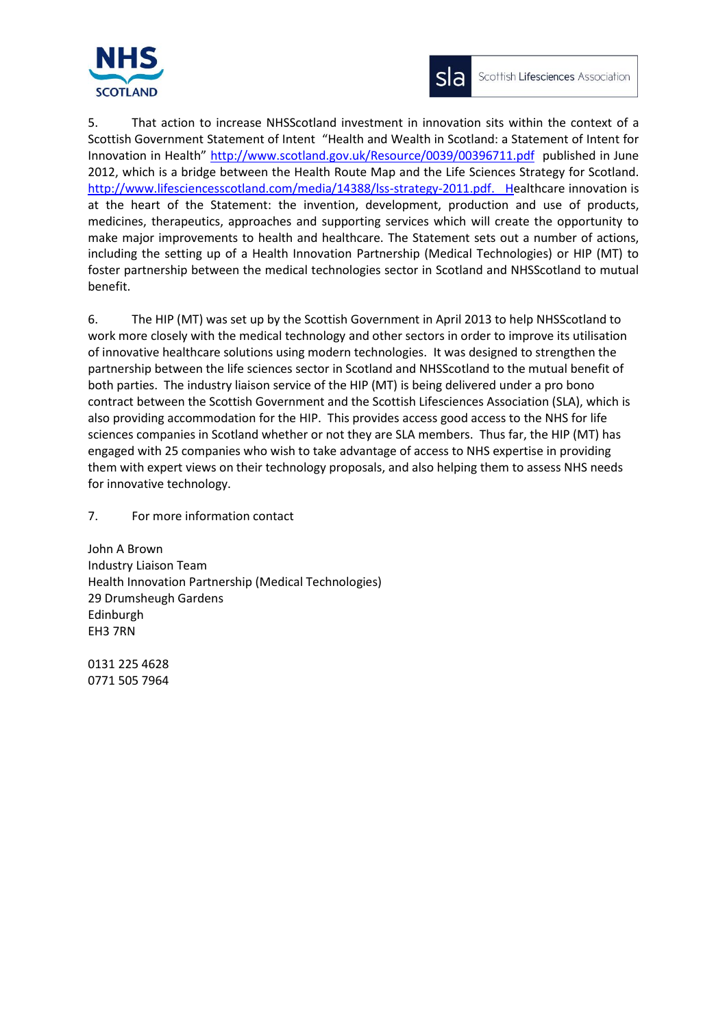5. That action to increase NHSScotland investment in innovation sits within the context of a Scottish Government Statement of Intent "Health and Wealth in Scotland: a Statement of Intent for Innovation in Health" http://www.scotland.gov.uk/Resource/0039/00396711.pdf published in June 2012, which is a bridge between the Health Route Map and the Life Sciences Strategy for Scotland. http://www.lifesciencesscotland.com/media/14388/lss-strategy-2011.pdf. Healthcare innovation is at the heart of the Statement: the invention, development, production and use of products, medicines, therapeutics, approaches and supporting services which will create the opportunity to make major improvements to health and healthcare. The Statement sets out a number of actions, including the setting up of a Health Innovation Partnership (Medical Technologies) or HIP (MT) to foster partnership between the medical technologies sector in Scotland and NHSScotland to mutual benefit.

6. The HIP (MT) was set up by the Scottish Government in April 2013 to help NHSScotland to work more closely with the medical technology and other sectors in order to improve its utilisation of innovative healthcare solutions using modern technologies. It was designed to strengthen the partnership between the life sciences sector in Scotland and NHSScotland to the mutual benefit of both parties. The industry liaison service of the HIP (MT) is being delivered under a pro bono contract between the Scottish Government and the Scottish Lifesciences Association (SLA), which is also providing accommodation for the HIP. This provides access good access to the NHS for life sciences companies in Scotland whether or not they are SLA members. Thus far, the HIP (MT) has engaged with 25 companies who wish to take advantage of access to NHS expertise in providing them with expert views on their technology proposals, and also helping them to assess NHS needs for innovative technology.

7. For more information contact

John A Brown
Industry Liaison Team
Health Innovation Partnership (Medical Technologies)
29 Drumsheugh Gardens
Edinburgh
EH3 7RN

0131 225 4628
0771 505 7964